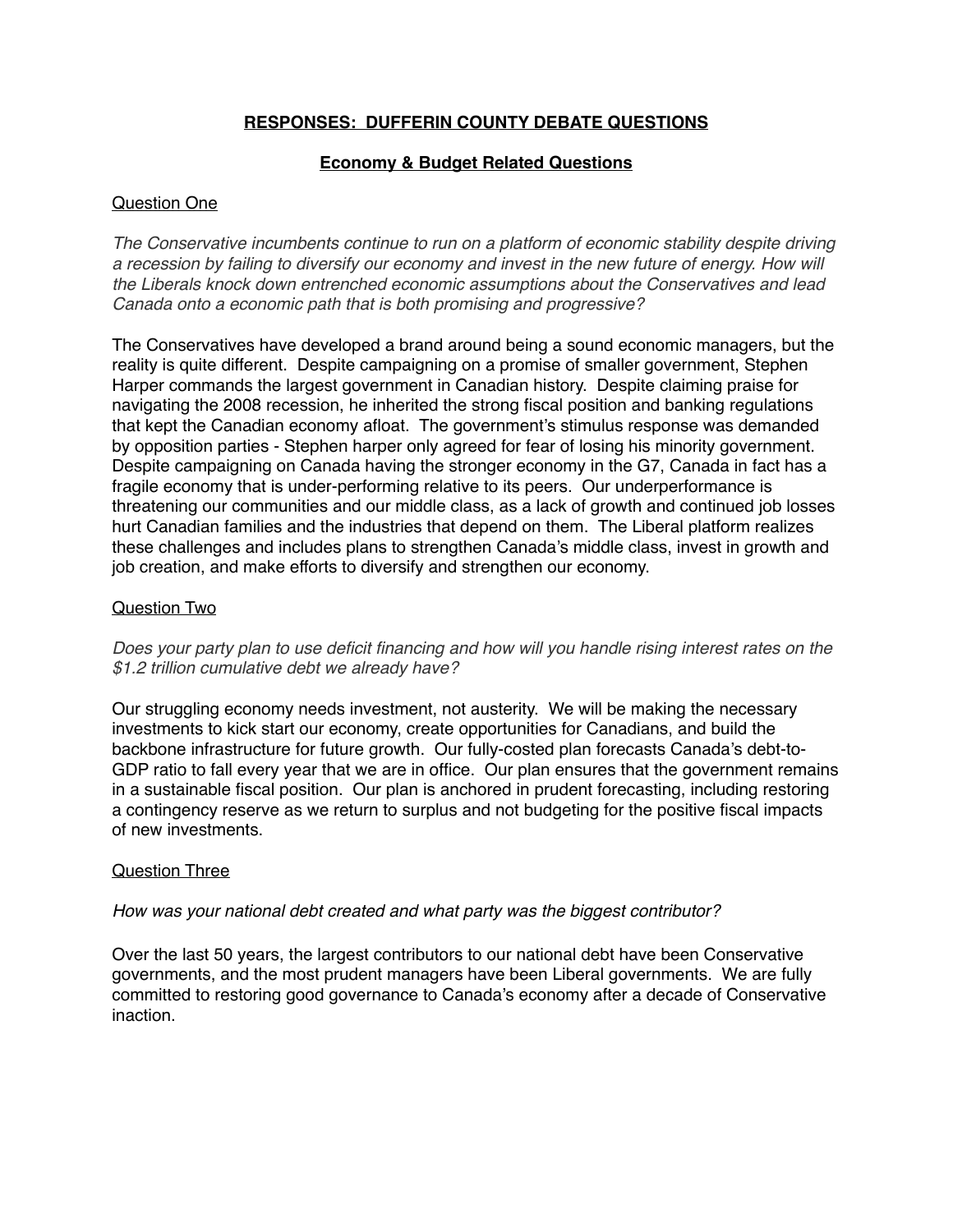# <u>RESPONSES: DUFFERIN COUNTY DEBATE QUESTIONS</u>

## <u>Economy & Budget Related Questions</u>

<u>Question One</u>

*The Conservative incumbents continue to run on a platform of economic stability despite driving a recession by failing to diversify our economy and invest in the new future of energy. How will the Liberals knock down entrenched economic assumptions about the Conservatives and lead Canada onto a economic path that is both promising and progressive?*

The Conservatives have developed a brand around being a sound economic managers, but the reality is quite different. Despite campaigning on a promise of smaller government, Stephen Harper commands the largest government in Canadian history. Despite claiming praise for navigating the 2008 recession, he inherited the strong fiscal position and banking regulations that kept the Canadian economy afloat. The government's stimulus response was demanded by opposition parties - Stephen harper only agreed for fear of losing his minority government. Despite campaigning on Canada having the stronger economy in the G7, Canada in fact has a fragile economy that is under-performing relative to its peers. Our underperformance is threatening our communities and our middle class, as a lack of growth and continued job losses hurt Canadian families and the industries that depend on them. The Liberal platform realizes these challenges and includes plans to strengthen Canada's middle class, invest in growth and job creation, and make efforts to diversify and strengthen our economy.

<u>Question Two</u>

*Does your party plan to use deficit financing and how will you handle rising interest rates on the $1.2 trillion cumulative debt we already have?*

Our struggling economy needs investment, not austerity. We will be making the necessary investments to kick start our economy, create opportunities for Canadians, and build the backbone infrastructure for future growth. Our fully-costed plan forecasts Canada's debt-to-GDP ratio to fall every year that we are in office. Our plan ensures that the government remains in a sustainable fiscal position. Our plan is anchored in prudent forecasting, including restoring a contingency reserve as we return to surplus and not budgeting for the positive fiscal impacts of new investments.

<u>Question Three</u>

*How was your national debt created and what party was the biggest contributor?*

Over the last 50 years, the largest contributors to our national debt have been Conservative governments, and the most prudent managers have been Liberal governments. We are fully committed to restoring good governance to Canada's economy after a decade of Conservative inaction.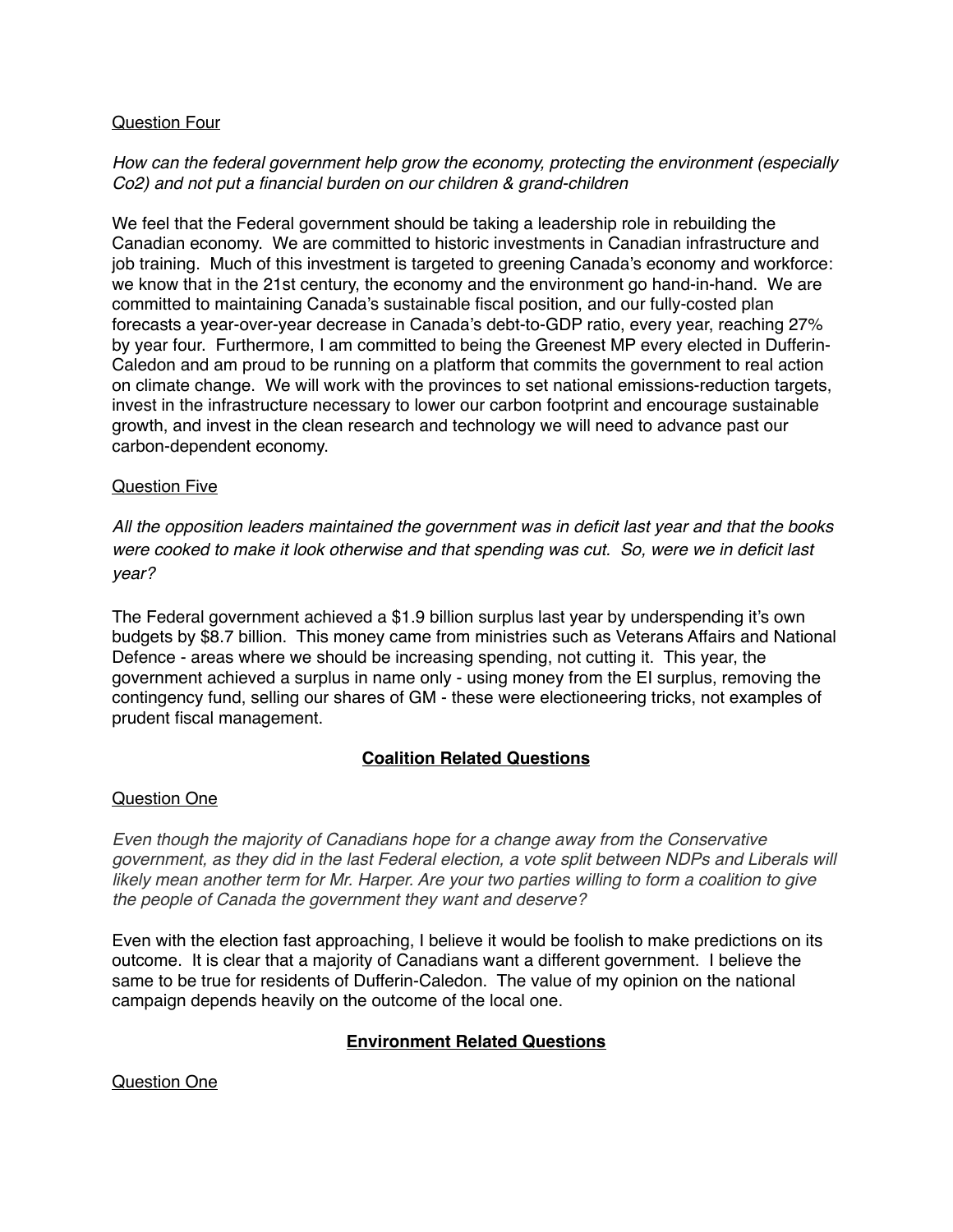Question Four

*How can the federal government help grow the economy, protecting the environment (especially Co2) and not put a financial burden on our children & grand-children*

We feel that the Federal government should be taking a leadership role in rebuilding the Canadian economy. We are committed to historic investments in Canadian infrastructure and job training. Much of this investment is targeted to greening Canada's economy and workforce: we know that in the 21st century, the economy and the environment go hand-in-hand. We are committed to maintaining Canada's sustainable fiscal position, and our fully-costed plan forecasts a year-over-year decrease in Canada's debt-to-GDP ratio, every year, reaching 27% by year four. Furthermore, I am committed to being the Greenest MP every elected in Dufferin-Caledon and am proud to be running on a platform that commits the government to real action on climate change. We will work with the provinces to set national emissions-reduction targets, invest in the infrastructure necessary to lower our carbon footprint and encourage sustainable growth, and invest in the clean research and technology we will need to advance past our carbon-dependent economy.

Question Five

*All the opposition leaders maintained the government was in deficit last year and that the books were cooked to make it look otherwise and that spending was cut. So, were we in deficit last year?*

The Federal government achieved a $1.9 billion surplus last year by underspending it's own budgets by $8.7 billion. This money came from ministries such as Veterans Affairs and National Defence - areas where we should be increasing spending, not cutting it. This year, the government achieved a surplus in name only - using money from the EI surplus, removing the contingency fund, selling our shares of GM - these were electioneering tricks, not examples of prudent fiscal management.

## Coalition Related Questions

Question One

*Even though the majority of Canadians hope for a change away from the Conservative government, as they did in the last Federal election, a vote split between NDPs and Liberals will likely mean another term for Mr. Harper. Are your two parties willing to form a coalition to give the people of Canada the government they want and deserve?*

Even with the election fast approaching, I believe it would be foolish to make predictions on its outcome. It is clear that a majority of Canadians want a different government. I believe the same to be true for residents of Dufferin-Caledon. The value of my opinion on the national campaign depends heavily on the outcome of the local one.

## Environment Related Questions

Question One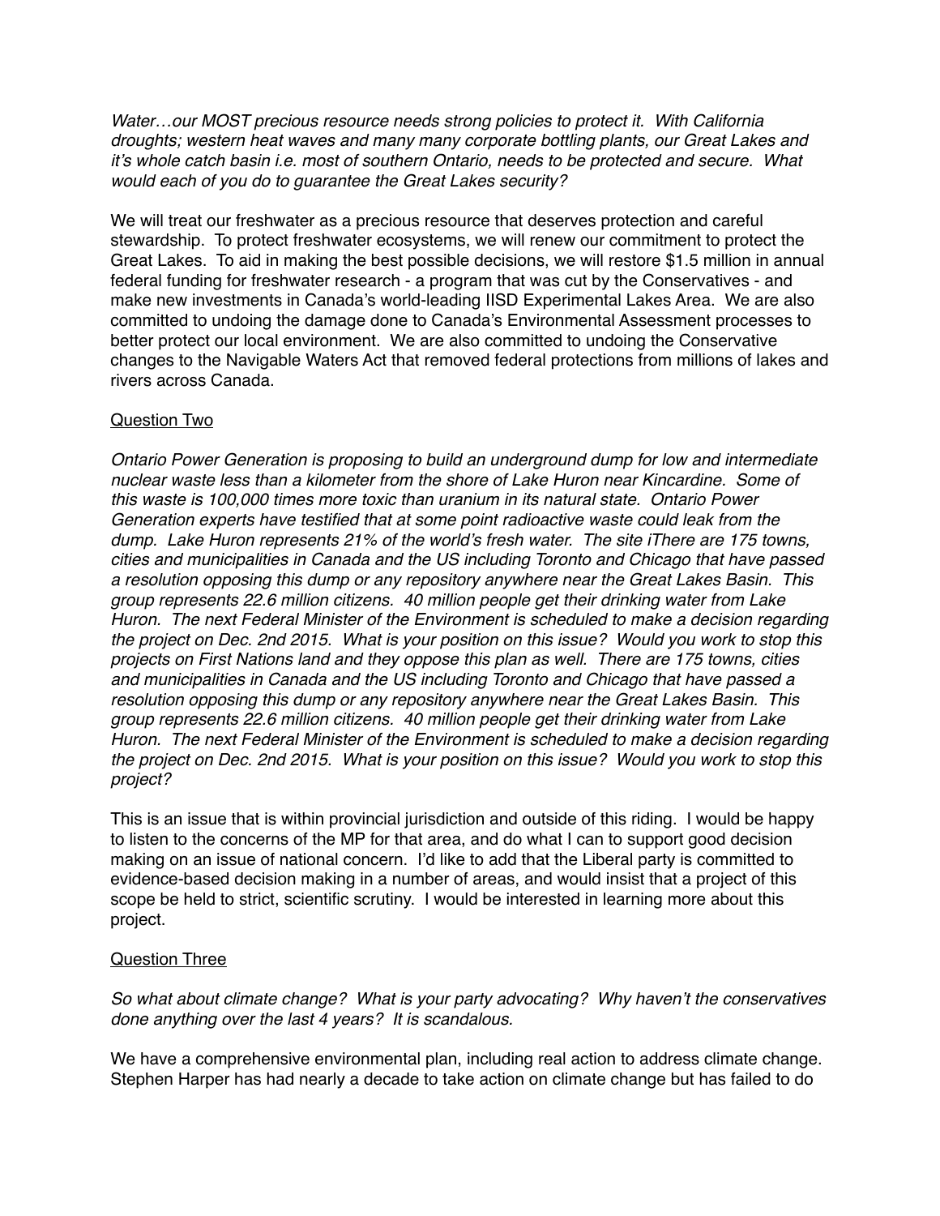*Water…our MOST precious resource needs strong policies to protect it. With California droughts; western heat waves and many many corporate bottling plants, our Great Lakes and it's whole catch basin i.e. most of southern Ontario, needs to be protected and secure. What would each of you do to guarantee the Great Lakes security?*

We will treat our freshwater as a precious resource that deserves protection and careful stewardship. To protect freshwater ecosystems, we will renew our commitment to protect the Great Lakes. To aid in making the best possible decisions, we will restore $1.5 million in annual federal funding for freshwater research - a program that was cut by the Conservatives - and make new investments in Canada's world-leading IISD Experimental Lakes Area. We are also committed to undoing the damage done to Canada's Environmental Assessment processes to better protect our local environment. We are also committed to undoing the Conservative changes to the Navigable Waters Act that removed federal protections from millions of lakes and rivers across Canada.

<u>Question Two</u>

*Ontario Power Generation is proposing to build an underground dump for low and intermediate nuclear waste less than a kilometer from the shore of Lake Huron near Kincardine. Some of this waste is 100,000 times more toxic than uranium in its natural state. Ontario Power Generation experts have testified that at some point radioactive waste could leak from the dump. Lake Huron represents 21% of the world's fresh water. The site iThere are 175 towns, cities and municipalities in Canada and the US including Toronto and Chicago that have passed a resolution opposing this dump or any repository anywhere near the Great Lakes Basin. This group represents 22.6 million citizens. 40 million people get their drinking water from Lake Huron. The next Federal Minister of the Environment is scheduled to make a decision regarding the project on Dec. 2nd 2015. What is your position on this issue? Would you work to stop this projects on First Nations land and they oppose this plan as well. There are 175 towns, cities and municipalities in Canada and the US including Toronto and Chicago that have passed a resolution opposing this dump or any repository anywhere near the Great Lakes Basin. This group represents 22.6 million citizens. 40 million people get their drinking water from Lake Huron. The next Federal Minister of the Environment is scheduled to make a decision regarding the project on Dec. 2nd 2015. What is your position on this issue? Would you work to stop this project?*

This is an issue that is within provincial jurisdiction and outside of this riding. I would be happy to listen to the concerns of the MP for that area, and do what I can to support good decision making on an issue of national concern. I'd like to add that the Liberal party is committed to evidence-based decision making in a number of areas, and would insist that a project of this scope be held to strict, scientific scrutiny. I would be interested in learning more about this project.

<u>Question Three</u>

*So what about climate change? What is your party advocating? Why haven't the conservatives done anything over the last 4 years? It is scandalous.*

We have a comprehensive environmental plan, including real action to address climate change. Stephen Harper has had nearly a decade to take action on climate change but has failed to do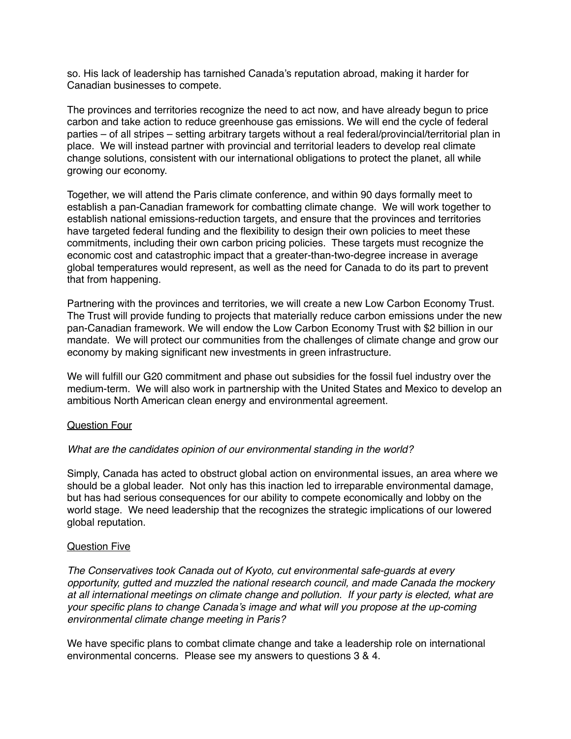so. His lack of leadership has tarnished Canada's reputation abroad, making it harder for Canadian businesses to compete.

The provinces and territories recognize the need to act now, and have already begun to price carbon and take action to reduce greenhouse gas emissions. We will end the cycle of federal parties – of all stripes – setting arbitrary targets without a real federal/provincial/territorial plan in place. We will instead partner with provincial and territorial leaders to develop real climate change solutions, consistent with our international obligations to protect the planet, all while growing our economy.

Together, we will attend the Paris climate conference, and within 90 days formally meet to establish a pan-Canadian framework for combatting climate change. We will work together to establish national emissions-reduction targets, and ensure that the provinces and territories have targeted federal funding and the flexibility to design their own policies to meet these commitments, including their own carbon pricing policies. These targets must recognize the economic cost and catastrophic impact that a greater-than-two-degree increase in average global temperatures would represent, as well as the need for Canada to do its part to prevent that from happening.

Partnering with the provinces and territories, we will create a new Low Carbon Economy Trust. The Trust will provide funding to projects that materially reduce carbon emissions under the new pan-Canadian framework. We will endow the Low Carbon Economy Trust with $2 billion in our mandate. We will protect our communities from the challenges of climate change and grow our economy by making significant new investments in green infrastructure.

We will fulfill our G20 commitment and phase out subsidies for the fossil fuel industry over the medium-term. We will also work in partnership with the United States and Mexico to develop an ambitious North American clean energy and environmental agreement.

<u>Question Four</u>

*What are the candidates opinion of our environmental standing in the world?*

Simply, Canada has acted to obstruct global action on environmental issues, an area where we should be a global leader. Not only has this inaction led to irreparable environmental damage, but has had serious consequences for our ability to compete economically and lobby on the world stage. We need leadership that the recognizes the strategic implications of our lowered global reputation.

<u>Question Five</u>

*The Conservatives took Canada out of Kyoto, cut environmental safe-guards at every opportunity, gutted and muzzled the national research council, and made Canada the mockery at all international meetings on climate change and pollution. If your party is elected, what are your specific plans to change Canada's image and what will you propose at the up-coming environmental climate change meeting in Paris?*

We have specific plans to combat climate change and take a leadership role on international environmental concerns. Please see my answers to questions 3 & 4.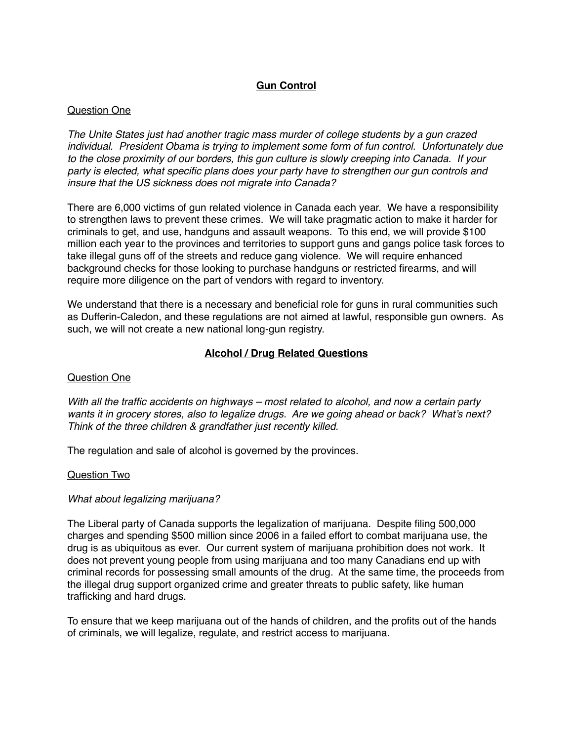## **Gun Control**

Question One

*The Unite States just had another tragic mass murder of college students by a gun crazed individual. President Obama is trying to implement some form of fun control. Unfortunately due to the close proximity of our borders, this gun culture is slowly creeping into Canada. If your party is elected, what specific plans does your party have to strengthen our gun controls and insure that the US sickness does not migrate into Canada?*

There are 6,000 victims of gun related violence in Canada each year. We have a responsibility to strengthen laws to prevent these crimes. We will take pragmatic action to make it harder for criminals to get, and use, handguns and assault weapons. To this end, we will provide $100 million each year to the provinces and territories to support guns and gangs police task forces to take illegal guns off of the streets and reduce gang violence. We will require enhanced background checks for those looking to purchase handguns or restricted firearms, and will require more diligence on the part of vendors with regard to inventory.

We understand that there is a necessary and beneficial role for guns in rural communities such as Dufferin-Caledon, and these regulations are not aimed at lawful, responsible gun owners. As such, we will not create a new national long-gun registry.

## **Alcohol / Drug Related Questions**

Question One

*With all the traffic accidents on highways – most related to alcohol, and now a certain party wants it in grocery stores, also to legalize drugs. Are we going ahead or back? What's next? Think of the three children & grandfather just recently killed.*

The regulation and sale of alcohol is governed by the provinces.

Question Two

*What about legalizing marijuana?*

The Liberal party of Canada supports the legalization of marijuana. Despite filing 500,000 charges and spending $500 million since 2006 in a failed effort to combat marijuana use, the drug is as ubiquitous as ever. Our current system of marijuana prohibition does not work. It does not prevent young people from using marijuana and too many Canadians end up with criminal records for possessing small amounts of the drug. At the same time, the proceeds from the illegal drug support organized crime and greater threats to public safety, like human trafficking and hard drugs.

To ensure that we keep marijuana out of the hands of children, and the profits out of the hands of criminals, we will legalize, regulate, and restrict access to marijuana.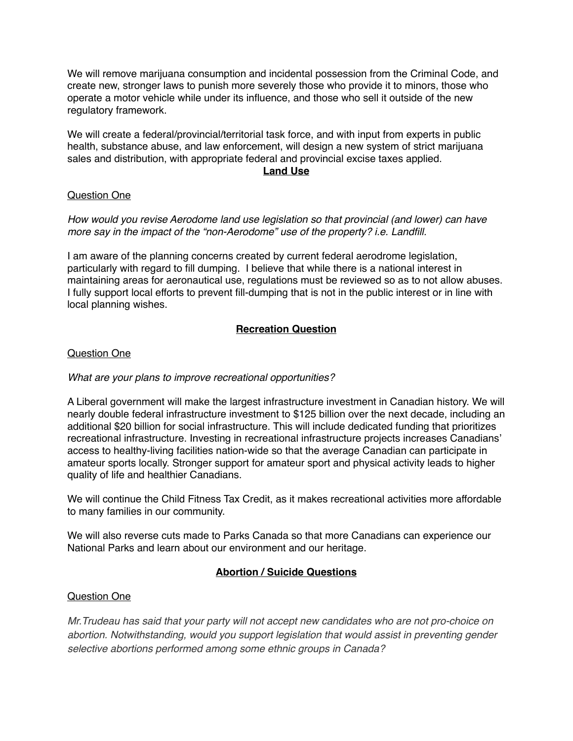We will remove marijuana consumption and incidental possession from the Criminal Code, and create new, stronger laws to punish more severely those who provide it to minors, those who operate a motor vehicle while under its influence, and those who sell it outside of the new regulatory framework.

We will create a federal/provincial/territorial task force, and with input from experts in public health, substance abuse, and law enforcement, will design a new system of strict marijuana sales and distribution, with appropriate federal and provincial excise taxes applied.

## Land Use

Question One

*How would you revise Aerodome land use legislation so that provincial (and lower) can have more say in the impact of the "non-Aerodome" use of the property? i.e. Landfill.*

I am aware of the planning concerns created by current federal aerodrome legislation, particularly with regard to fill dumping. I believe that while there is a national interest in maintaining areas for aeronautical use, regulations must be reviewed so as to not allow abuses. I fully support local efforts to prevent fill-dumping that is not in the public interest or in line with local planning wishes.

## Recreation Question

Question One

*What are your plans to improve recreational opportunities?*

A Liberal government will make the largest infrastructure investment in Canadian history. We will nearly double federal infrastructure investment to $125 billion over the next decade, including an additional $20 billion for social infrastructure. This will include dedicated funding that prioritizes recreational infrastructure. Investing in recreational infrastructure projects increases Canadians' access to healthy-living facilities nation-wide so that the average Canadian can participate in amateur sports locally. Stronger support for amateur sport and physical activity leads to higher quality of life and healthier Canadians.

We will continue the Child Fitness Tax Credit, as it makes recreational activities more affordable to many families in our community.

We will also reverse cuts made to Parks Canada so that more Canadians can experience our National Parks and learn about our environment and our heritage.

## Abortion / Suicide Questions

Question One

*Mr.Trudeau has said that your party will not accept new candidates who are not pro-choice on abortion. Notwithstanding, would you support legislation that would assist in preventing gender selective abortions performed among some ethnic groups in Canada?*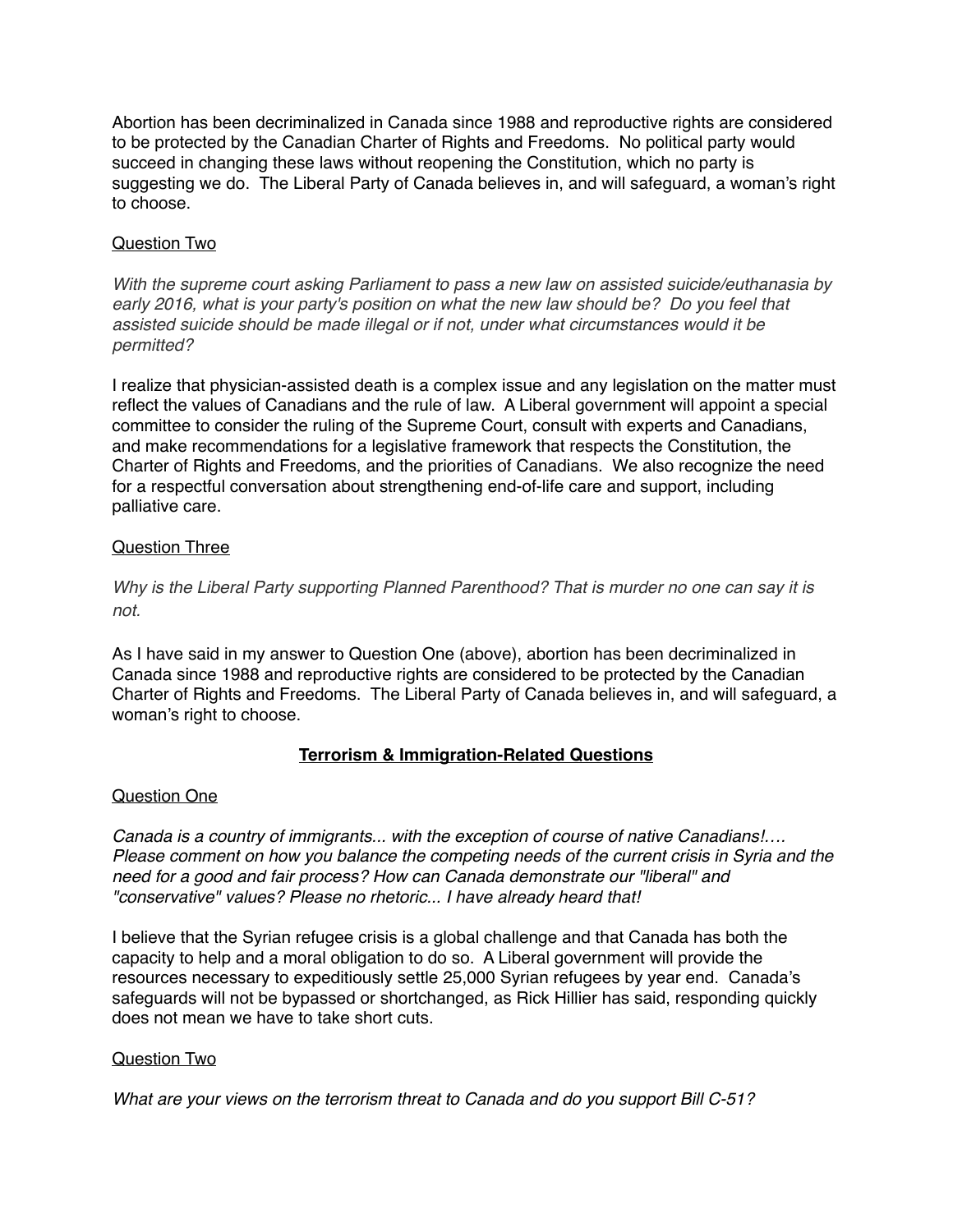Abortion has been decriminalized in Canada since 1988 and reproductive rights are considered to be protected by the Canadian Charter of Rights and Freedoms. No political party would succeed in changing these laws without reopening the Constitution, which no party is suggesting we do. The Liberal Party of Canada believes in, and will safeguard, a woman's right to choose.

<u>Question Two</u>

*With the supreme court asking Parliament to pass a new law on assisted suicide/euthanasia by early 2016, what is your party's position on what the new law should be? Do you feel that assisted suicide should be made illegal or if not, under what circumstances would it be permitted?*

I realize that physician-assisted death is a complex issue and any legislation on the matter must reflect the values of Canadians and the rule of law. A Liberal government will appoint a special committee to consider the ruling of the Supreme Court, consult with experts and Canadians, and make recommendations for a legislative framework that respects the Constitution, the Charter of Rights and Freedoms, and the priorities of Canadians. We also recognize the need for a respectful conversation about strengthening end-of-life care and support, including palliative care.

<u>Question Three</u>

*Why is the Liberal Party supporting Planned Parenthood? That is murder no one can say it is not.*

As I have said in my answer to Question One (above), abortion has been decriminalized in Canada since 1988 and reproductive rights are considered to be protected by the Canadian Charter of Rights and Freedoms. The Liberal Party of Canada believes in, and will safeguard, a woman's right to choose.

## **<u>Terrorism & Immigration-Related Questions</u>**

<u>Question One</u>

*Canada is a country of immigrants... with the exception of course of native Canadians!…. Please comment on how you balance the competing needs of the current crisis in Syria and the need for a good and fair process? How can Canada demonstrate our "liberal" and "conservative" values? Please no rhetoric... I have already heard that!*

I believe that the Syrian refugee crisis is a global challenge and that Canada has both the capacity to help and a moral obligation to do so. A Liberal government will provide the resources necessary to expeditiously settle 25,000 Syrian refugees by year end. Canada's safeguards will not be bypassed or shortchanged, as Rick Hillier has said, responding quickly does not mean we have to take short cuts.

<u>Question Two</u>

*What are your views on the terrorism threat to Canada and do you support Bill C-51?*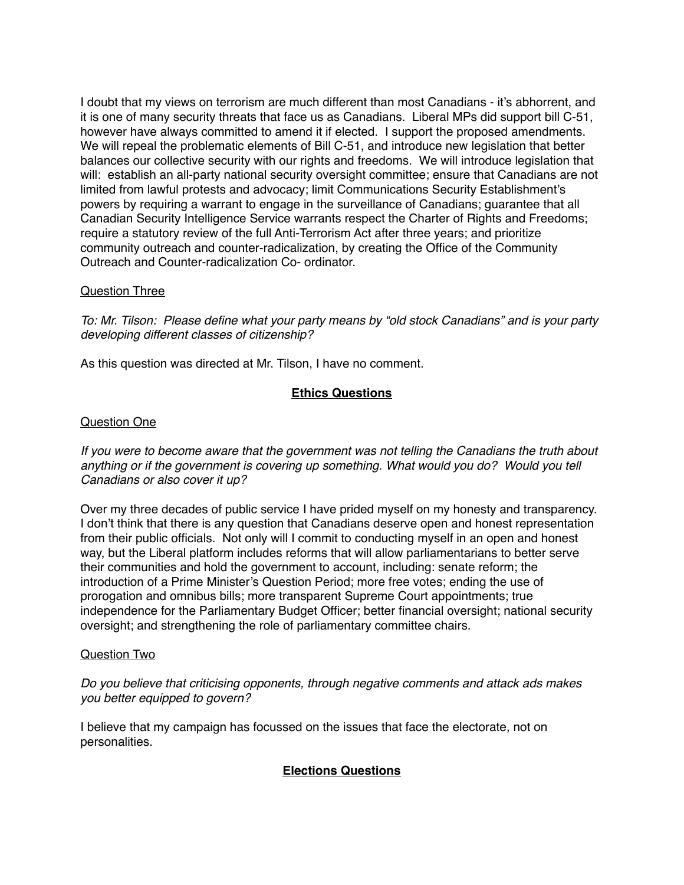I doubt that my views on terrorism are much different than most Canadians - it's abhorrent, and it is one of many security threats that face us as Canadians. Liberal MPs did support bill C-51, however have always committed to amend it if elected. I support the proposed amendments. We will repeal the problematic elements of Bill C-51, and introduce new legislation that better balances our collective security with our rights and freedoms. We will introduce legislation that will: establish an all-party national security oversight committee; ensure that Canadians are not limited from lawful protests and advocacy; limit Communications Security Establishment's powers by requiring a warrant to engage in the surveillance of Canadians; guarantee that all Canadian Security Intelligence Service warrants respect the Charter of Rights and Freedoms; require a statutory review of the full Anti-Terrorism Act after three years; and prioritize community outreach and counter-radicalization, by creating the Office of the Community Outreach and Counter-radicalization Co- ordinator.

<u>Question Three</u>

*To: Mr. Tilson: Please define what your party means by "old stock Canadians" and is your party developing different classes of citizenship?*

As this question was directed at Mr. Tilson, I have no comment.

## **<u>Ethics Questions</u>**

<u>Question One</u>

*If you were to become aware that the government was not telling the Canadians the truth about anything or if the government is covering up something. What would you do? Would you tell Canadians or also cover it up?*

Over my three decades of public service I have prided myself on my honesty and transparency. I don't think that there is any question that Canadians deserve open and honest representation from their public officials. Not only will I commit to conducting myself in an open and honest way, but the Liberal platform includes reforms that will allow parliamentarians to better serve their communities and hold the government to account, including: senate reform; the introduction of a Prime Minister's Question Period; more free votes; ending the use of prorogation and omnibus bills; more transparent Supreme Court appointments; true independence for the Parliamentary Budget Officer; better financial oversight; national security oversight; and strengthening the role of parliamentary committee chairs.

<u>Question Two</u>

*Do you believe that criticising opponents, through negative comments and attack ads makes you better equipped to govern?*

I believe that my campaign has focussed on the issues that face the electorate, not on personalities.

## **<u>Elections Questions</u>**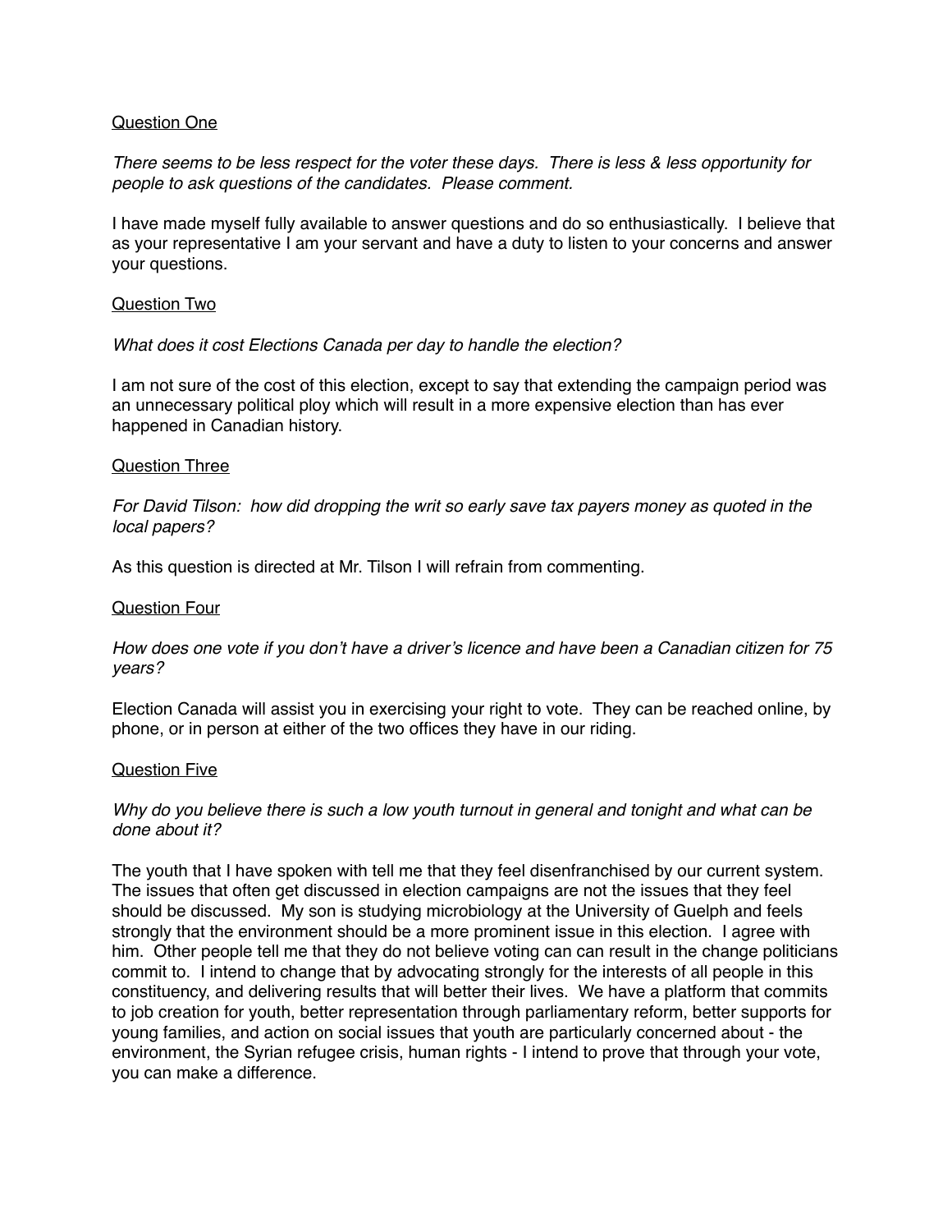<u>Question One</u>

*There seems to be less respect for the voter these days. There is less & less opportunity for people to ask questions of the candidates. Please comment.*

I have made myself fully available to answer questions and do so enthusiastically. I believe that as your representative I am your servant and have a duty to listen to your concerns and answer your questions.

<u>Question Two</u>

*What does it cost Elections Canada per day to handle the election?*

I am not sure of the cost of this election, except to say that extending the campaign period was an unnecessary political ploy which will result in a more expensive election than has ever happened in Canadian history.

<u>Question Three</u>

*For David Tilson: how did dropping the writ so early save tax payers money as quoted in the local papers?*

As this question is directed at Mr. Tilson I will refrain from commenting.

<u>Question Four</u>

*How does one vote if you don't have a driver's licence and have been a Canadian citizen for 75 years?*

Election Canada will assist you in exercising your right to vote. They can be reached online, by phone, or in person at either of the two offices they have in our riding.

<u>Question Five</u>

*Why do you believe there is such a low youth turnout in general and tonight and what can be done about it?*

The youth that I have spoken with tell me that they feel disenfranchised by our current system. The issues that often get discussed in election campaigns are not the issues that they feel should be discussed. My son is studying microbiology at the University of Guelph and feels strongly that the environment should be a more prominent issue in this election. I agree with him. Other people tell me that they do not believe voting can can result in the change politicians commit to. I intend to change that by advocating strongly for the interests of all people in this constituency, and delivering results that will better their lives. We have a platform that commits to job creation for youth, better representation through parliamentary reform, better supports for young families, and action on social issues that youth are particularly concerned about - the environment, the Syrian refugee crisis, human rights - I intend to prove that through your vote, you can make a difference.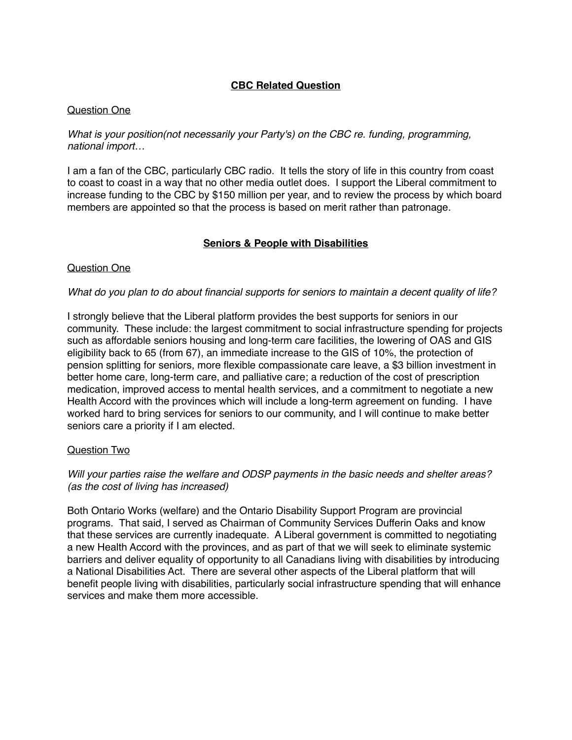## **CBC Related Question**

Question One

*What is your position(not necessarily your Party's) on the CBC re. funding, programming, national import…*

I am a fan of the CBC, particularly CBC radio. It tells the story of life in this country from coast to coast to coast in a way that no other media outlet does. I support the Liberal commitment to increase funding to the CBC by $150 million per year, and to review the process by which board members are appointed so that the process is based on merit rather than patronage.

## **Seniors & People with Disabilities**

Question One

*What do you plan to do about financial supports for seniors to maintain a decent quality of life?*

I strongly believe that the Liberal platform provides the best supports for seniors in our community. These include: the largest commitment to social infrastructure spending for projects such as affordable seniors housing and long-term care facilities, the lowering of OAS and GIS eligibility back to 65 (from 67), an immediate increase to the GIS of 10%, the protection of pension splitting for seniors, more flexible compassionate care leave, a $3 billion investment in better home care, long-term care, and palliative care; a reduction of the cost of prescription medication, improved access to mental health services, and a commitment to negotiate a new Health Accord with the provinces which will include a long-term agreement on funding. I have worked hard to bring services for seniors to our community, and I will continue to make better seniors care a priority if I am elected.

Question Two

*Will your parties raise the welfare and ODSP payments in the basic needs and shelter areas? (as the cost of living has increased)*

Both Ontario Works (welfare) and the Ontario Disability Support Program are provincial programs. That said, I served as Chairman of Community Services Dufferin Oaks and know that these services are currently inadequate. A Liberal government is committed to negotiating a new Health Accord with the provinces, and as part of that we will seek to eliminate systemic barriers and deliver equality of opportunity to all Canadians living with disabilities by introducing a National Disabilities Act. There are several other aspects of the Liberal platform that will benefit people living with disabilities, particularly social infrastructure spending that will enhance services and make them more accessible.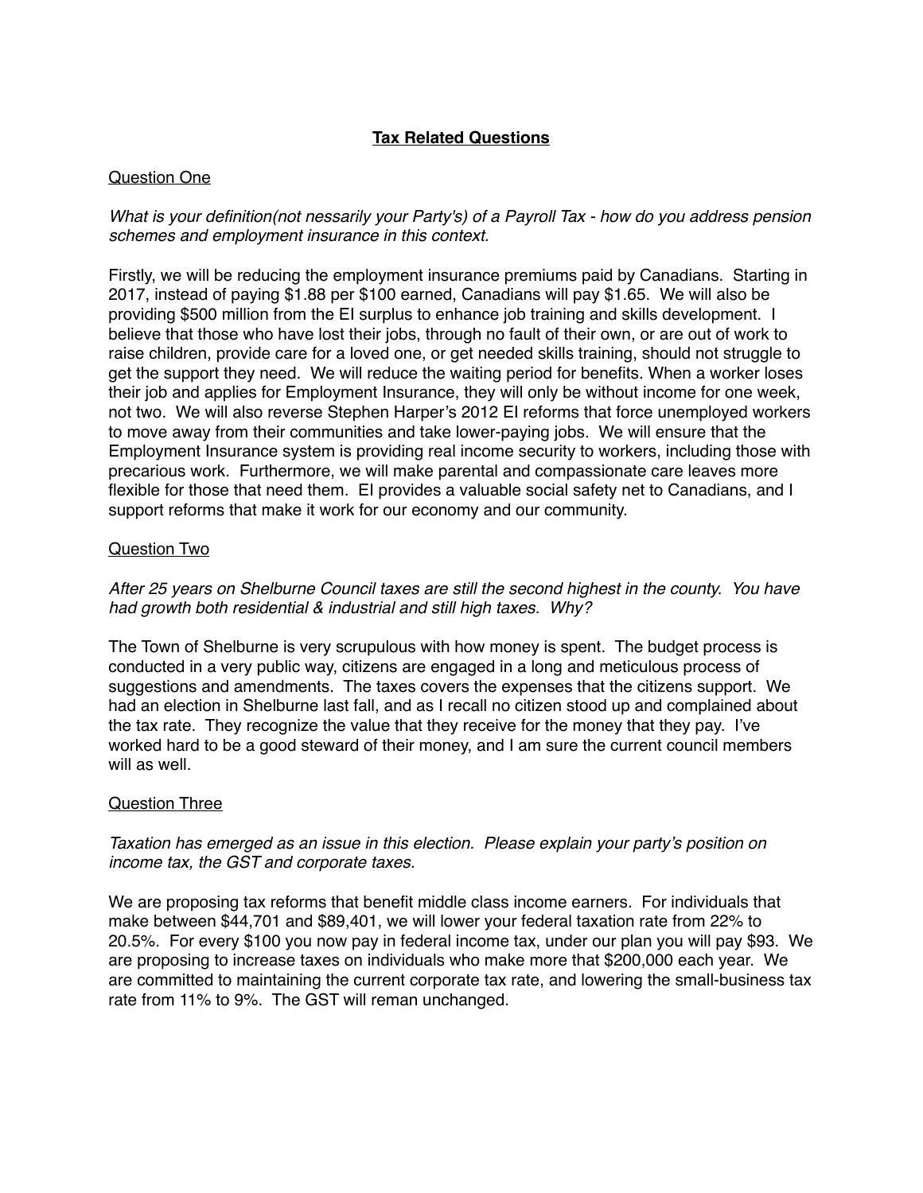## Tax Related Questions

Question One

*What is your definition(not nessarily your Party's) of a Payroll Tax - how do you address pension schemes and employment insurance in this context.*

Firstly, we will be reducing the employment insurance premiums paid by Canadians. Starting in 2017, instead of paying $1.88 per $100 earned, Canadians will pay $1.65. We will also be providing $500 million from the EI surplus to enhance job training and skills development. I believe that those who have lost their jobs, through no fault of their own, or are out of work to raise children, provide care for a loved one, or get needed skills training, should not struggle to get the support they need. We will reduce the waiting period for benefits. When a worker loses their job and applies for Employment Insurance, they will only be without income for one week, not two. We will also reverse Stephen Harper's 2012 EI reforms that force unemployed workers to move away from their communities and take lower-paying jobs. We will ensure that the Employment Insurance system is providing real income security to workers, including those with precarious work. Furthermore, we will make parental and compassionate care leaves more flexible for those that need them. EI provides a valuable social safety net to Canadians, and I support reforms that make it work for our economy and our community.

Question Two

*After 25 years on Shelburne Council taxes are still the second highest in the county. You have had growth both residential & industrial and still high taxes. Why?*

The Town of Shelburne is very scrupulous with how money is spent. The budget process is conducted in a very public way, citizens are engaged in a long and meticulous process of suggestions and amendments. The taxes covers the expenses that the citizens support. We had an election in Shelburne last fall, and as I recall no citizen stood up and complained about the tax rate. They recognize the value that they receive for the money that they pay. I've worked hard to be a good steward of their money, and I am sure the current council members will as well.

Question Three

*Taxation has emerged as an issue in this election. Please explain your party's position on income tax, the GST and corporate taxes.*

We are proposing tax reforms that benefit middle class income earners. For individuals that make between $44,701 and $89,401, we will lower your federal taxation rate from 22% to 20.5%. For every $100 you now pay in federal income tax, under our plan you will pay $93. We are proposing to increase taxes on individuals who make more that $200,000 each year. We are committed to maintaining the current corporate tax rate, and lowering the small-business tax rate from 11% to 9%. The GST will reman unchanged.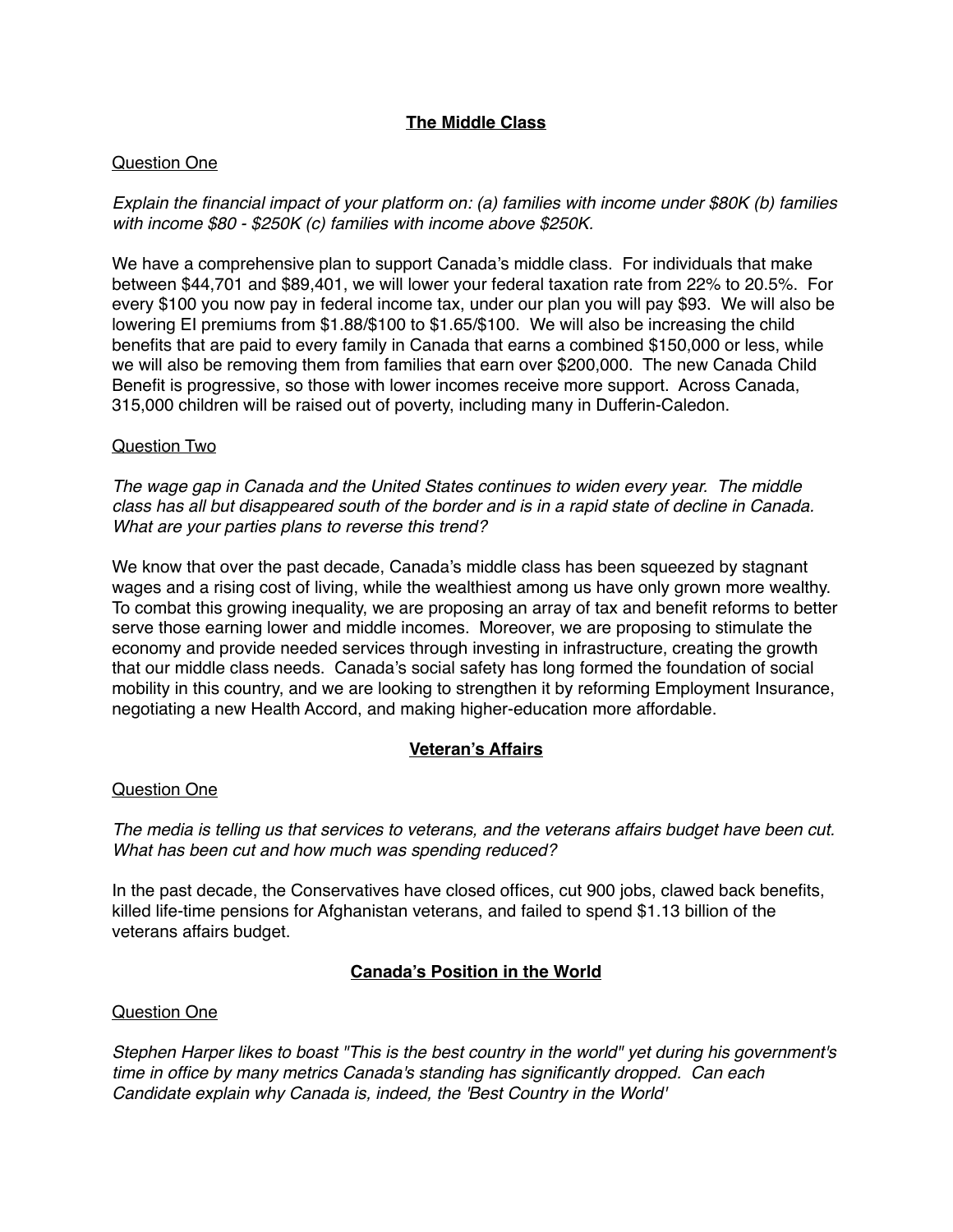## The Middle Class

Question One

*Explain the financial impact of your platform on: (a) families with income under $80K (b) families with income $80 - $250K (c) families with income above $250K.*

We have a comprehensive plan to support Canada's middle class. For individuals that make between $44,701 and $89,401, we will lower your federal taxation rate from 22% to 20.5%. For every $100 you now pay in federal income tax, under our plan you will pay $93. We will also be lowering EI premiums from $1.88/$100 to $1.65/$100. We will also be increasing the child benefits that are paid to every family in Canada that earns a combined $150,000 or less, while we will also be removing them from families that earn over $200,000. The new Canada Child Benefit is progressive, so those with lower incomes receive more support. Across Canada, 315,000 children will be raised out of poverty, including many in Dufferin-Caledon.

Question Two

*The wage gap in Canada and the United States continues to widen every year. The middle class has all but disappeared south of the border and is in a rapid state of decline in Canada. What are your parties plans to reverse this trend?*

We know that over the past decade, Canada's middle class has been squeezed by stagnant wages and a rising cost of living, while the wealthiest among us have only grown more wealthy. To combat this growing inequality, we are proposing an array of tax and benefit reforms to better serve those earning lower and middle incomes. Moreover, we are proposing to stimulate the economy and provide needed services through investing in infrastructure, creating the growth that our middle class needs. Canada's social safety has long formed the foundation of social mobility in this country, and we are looking to strengthen it by reforming Employment Insurance, negotiating a new Health Accord, and making higher-education more affordable.

## Veteran's Affairs

Question One

*The media is telling us that services to veterans, and the veterans affairs budget have been cut. What has been cut and how much was spending reduced?*

In the past decade, the Conservatives have closed offices, cut 900 jobs, clawed back benefits, killed life-time pensions for Afghanistan veterans, and failed to spend $1.13 billion of the veterans affairs budget.

## Canada's Position in the World

Question One

*Stephen Harper likes to boast "This is the best country in the world" yet during his government's time in office by many metrics Canada's standing has significantly dropped. Can each Candidate explain why Canada is, indeed, the 'Best Country in the World'*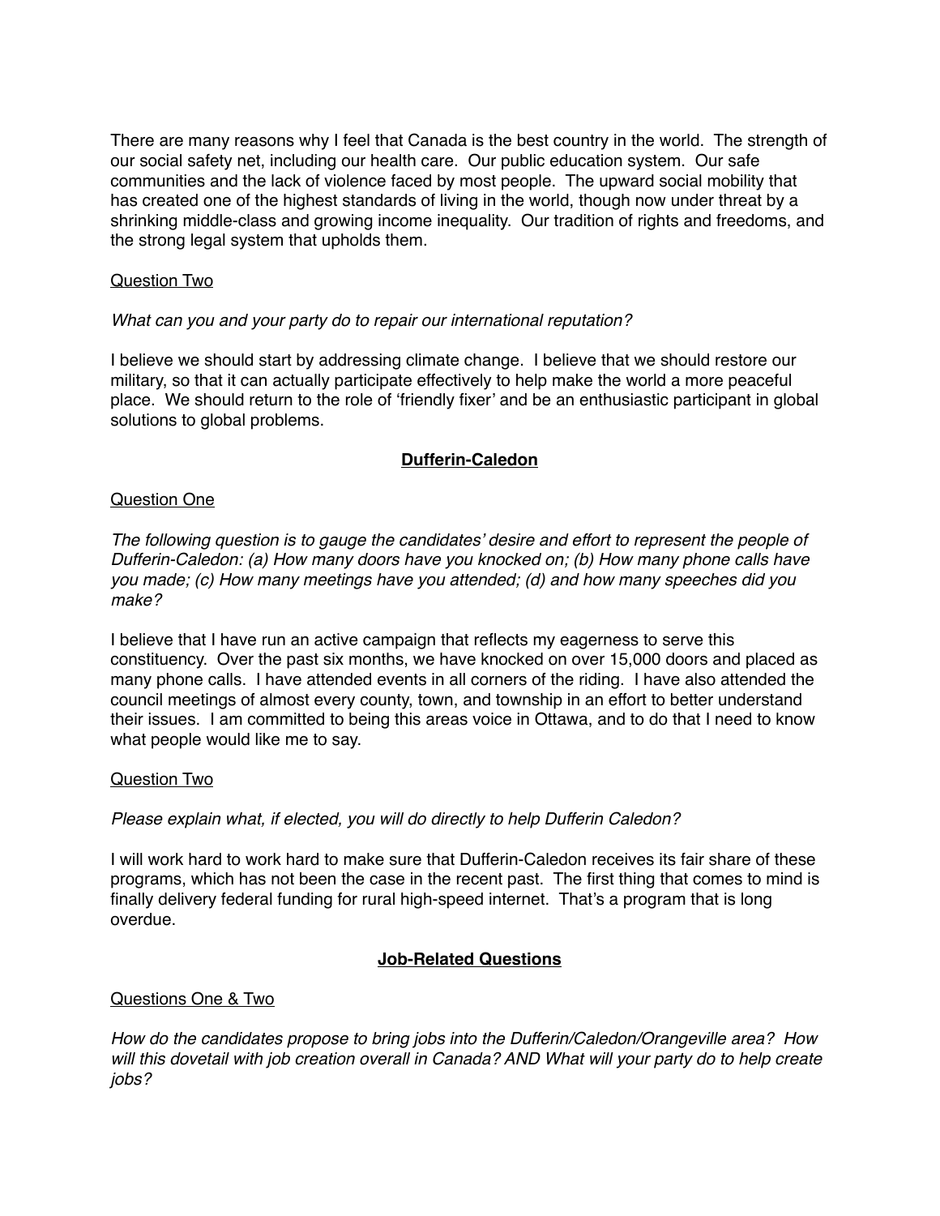There are many reasons why I feel that Canada is the best country in the world. The strength of our social safety net, including our health care. Our public education system. Our safe communities and the lack of violence faced by most people. The upward social mobility that has created one of the highest standards of living in the world, though now under threat by a shrinking middle-class and growing income inequality. Our tradition of rights and freedoms, and the strong legal system that upholds them.

Question Two

*What can you and your party do to repair our international reputation?*

I believe we should start by addressing climate change. I believe that we should restore our military, so that it can actually participate effectively to help make the world a more peaceful place. We should return to the role of 'friendly fixer' and be an enthusiastic participant in global solutions to global problems.

## Dufferin-Caledon

Question One

*The following question is to gauge the candidates' desire and effort to represent the people of Dufferin-Caledon: (a) How many doors have you knocked on; (b) How many phone calls have you made; (c) How many meetings have you attended; (d) and how many speeches did you make?*

I believe that I have run an active campaign that reflects my eagerness to serve this constituency. Over the past six months, we have knocked on over 15,000 doors and placed as many phone calls. I have attended events in all corners of the riding. I have also attended the council meetings of almost every county, town, and township in an effort to better understand their issues. I am committed to being this areas voice in Ottawa, and to do that I need to know what people would like me to say.

Question Two

*Please explain what, if elected, you will do directly to help Dufferin Caledon?*

I will work hard to work hard to make sure that Dufferin-Caledon receives its fair share of these programs, which has not been the case in the recent past. The first thing that comes to mind is finally delivery federal funding for rural high-speed internet. That's a program that is long overdue.

## Job-Related Questions

Questions One & Two

*How do the candidates propose to bring jobs into the Dufferin/Caledon/Orangeville area? How will this dovetail with job creation overall in Canada? AND What will your party do to help create jobs?*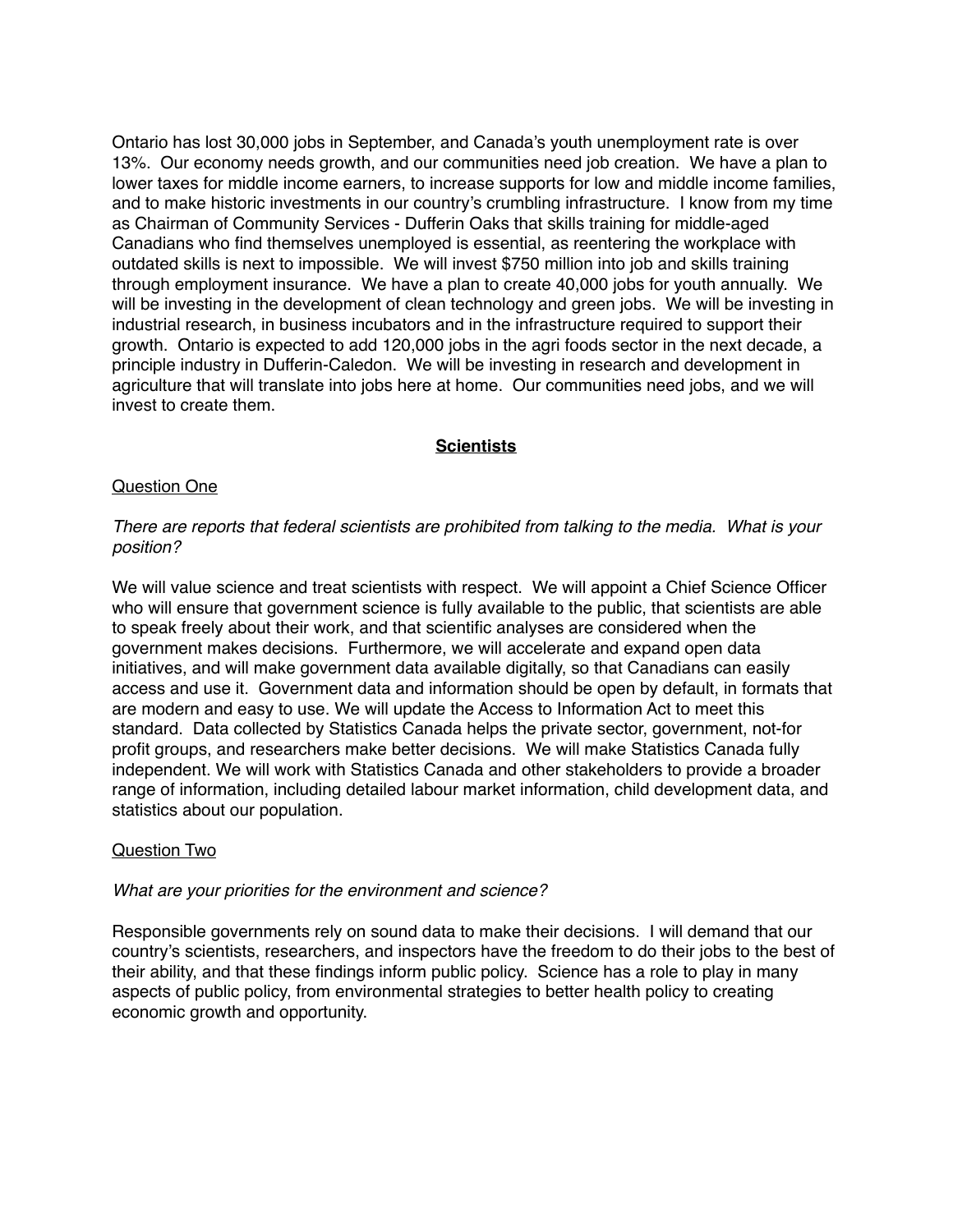Ontario has lost 30,000 jobs in September, and Canada's youth unemployment rate is over 13%. Our economy needs growth, and our communities need job creation. We have a plan to lower taxes for middle income earners, to increase supports for low and middle income families, and to make historic investments in our country's crumbling infrastructure. I know from my time as Chairman of Community Services - Dufferin Oaks that skills training for middle-aged Canadians who find themselves unemployed is essential, as reentering the workplace with outdated skills is next to impossible. We will invest $750 million into job and skills training through employment insurance. We have a plan to create 40,000 jobs for youth annually. We will be investing in the development of clean technology and green jobs. We will be investing in industrial research, in business incubators and in the infrastructure required to support their growth. Ontario is expected to add 120,000 jobs in the agri foods sector in the next decade, a principle industry in Dufferin-Caledon. We will be investing in research and development in agriculture that will translate into jobs here at home. Our communities need jobs, and we will invest to create them.

## **Scientists**

Question One

*There are reports that federal scientists are prohibited from talking to the media. What is your position?*

We will value science and treat scientists with respect. We will appoint a Chief Science Officer who will ensure that government science is fully available to the public, that scientists are able to speak freely about their work, and that scientific analyses are considered when the government makes decisions. Furthermore, we will accelerate and expand open data initiatives, and will make government data available digitally, so that Canadians can easily access and use it. Government data and information should be open by default, in formats that are modern and easy to use. We will update the Access to Information Act to meet this standard. Data collected by Statistics Canada helps the private sector, government, not-for profit groups, and researchers make better decisions. We will make Statistics Canada fully independent. We will work with Statistics Canada and other stakeholders to provide a broader range of information, including detailed labour market information, child development data, and statistics about our population.

Question Two

*What are your priorities for the environment and science?*

Responsible governments rely on sound data to make their decisions. I will demand that our country's scientists, researchers, and inspectors have the freedom to do their jobs to the best of their ability, and that these findings inform public policy. Science has a role to play in many aspects of public policy, from environmental strategies to better health policy to creating economic growth and opportunity.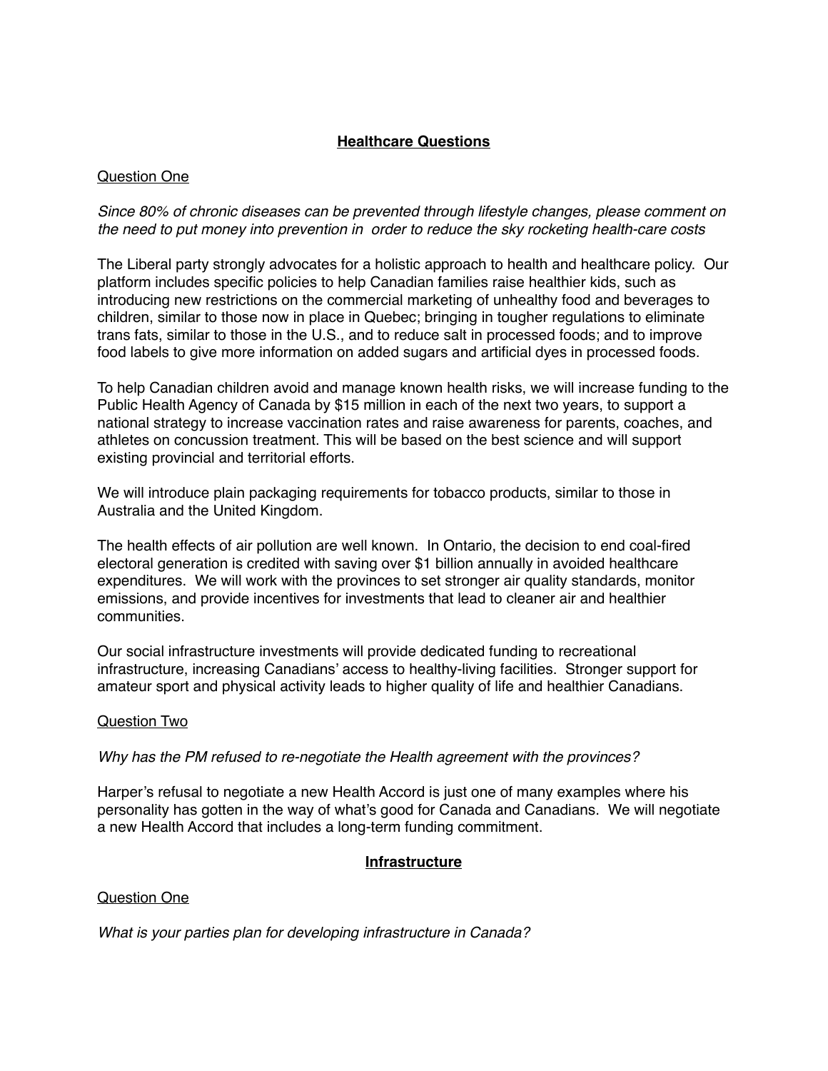## Healthcare Questions

Question One

*Since 80% of chronic diseases can be prevented through lifestyle changes, please comment on the need to put money into prevention in  order to reduce the sky rocketing health-care costs*

The Liberal party strongly advocates for a holistic approach to health and healthcare policy.  Our platform includes specific policies to help Canadian families raise healthier kids, such as introducing new restrictions on the commercial marketing of unhealthy food and beverages to children, similar to those now in place in Quebec; bringing in tougher regulations to eliminate trans fats, similar to those in the U.S., and to reduce salt in processed foods; and to improve food labels to give more information on added sugars and artificial dyes in processed foods.

To help Canadian children avoid and manage known health risks, we will increase funding to the Public Health Agency of Canada by $15 million in each of the next two years, to support a national strategy to increase vaccination rates and raise awareness for parents, coaches, and athletes on concussion treatment. This will be based on the best science and will support existing provincial and territorial efforts.

We will introduce plain packaging requirements for tobacco products, similar to those in Australia and the United Kingdom.

The health effects of air pollution are well known.  In Ontario, the decision to end coal-fired electoral generation is credited with saving over $1 billion annually in avoided healthcare expenditures.  We will work with the provinces to set stronger air quality standards, monitor emissions, and provide incentives for investments that lead to cleaner air and healthier communities.

Our social infrastructure investments will provide dedicated funding to recreational infrastructure, increasing Canadians' access to healthy-living facilities.  Stronger support for amateur sport and physical activity leads to higher quality of life and healthier Canadians.

Question Two

*Why has the PM refused to re-negotiate the Health agreement with the provinces?*

Harper's refusal to negotiate a new Health Accord is just one of many examples where his personality has gotten in the way of what's good for Canada and Canadians.  We will negotiate a new Health Accord that includes a long-term funding commitment.

## Infrastructure

Question One

*What is your parties plan for developing infrastructure in Canada?*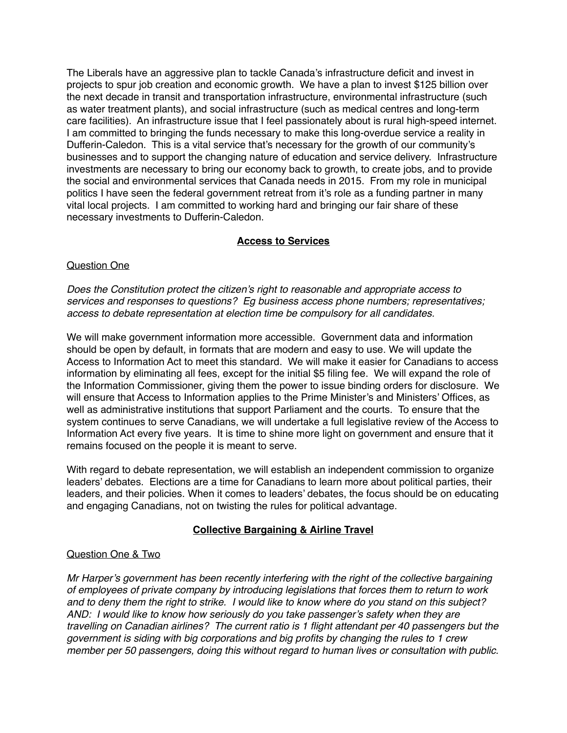The Liberals have an aggressive plan to tackle Canada's infrastructure deficit and invest in projects to spur job creation and economic growth. We have a plan to invest $125 billion over the next decade in transit and transportation infrastructure, environmental infrastructure (such as water treatment plants), and social infrastructure (such as medical centres and long-term care facilities). An infrastructure issue that I feel passionately about is rural high-speed internet. I am committed to bringing the funds necessary to make this long-overdue service a reality in Dufferin-Caledon. This is a vital service that's necessary for the growth of our community's businesses and to support the changing nature of education and service delivery. Infrastructure investments are necessary to bring our economy back to growth, to create jobs, and to provide the social and environmental services that Canada needs in 2015. From my role in municipal politics I have seen the federal government retreat from it's role as a funding partner in many vital local projects. I am committed to working hard and bringing our fair share of these necessary investments to Dufferin-Caledon.

## Access to Services

### Question One

*Does the Constitution protect the citizen's right to reasonable and appropriate access to services and responses to questions? Eg business access phone numbers; representatives; access to debate representation at election time be compulsory for all candidates.*

We will make government information more accessible. Government data and information should be open by default, in formats that are modern and easy to use. We will update the Access to Information Act to meet this standard. We will make it easier for Canadians to access information by eliminating all fees, except for the initial $5 filing fee. We will expand the role of the Information Commissioner, giving them the power to issue binding orders for disclosure. We will ensure that Access to Information applies to the Prime Minister's and Ministers' Offices, as well as administrative institutions that support Parliament and the courts. To ensure that the system continues to serve Canadians, we will undertake a full legislative review of the Access to Information Act every five years. It is time to shine more light on government and ensure that it remains focused on the people it is meant to serve.

With regard to debate representation, we will establish an independent commission to organize leaders' debates. Elections are a time for Canadians to learn more about political parties, their leaders, and their policies. When it comes to leaders' debates, the focus should be on educating and engaging Canadians, not on twisting the rules for political advantage.

## Collective Bargaining & Airline Travel

### Question One & Two

*Mr Harper's government has been recently interfering with the right of the collective bargaining of employees of private company by introducing legislations that forces them to return to work and to deny them the right to strike. I would like to know where do you stand on this subject? AND: I would like to know how seriously do you take passenger's safety when they are travelling on Canadian airlines? The current ratio is 1 flight attendant per 40 passengers but the government is siding with big corporations and big profits by changing the rules to 1 crew member per 50 passengers, doing this without regard to human lives or consultation with public.*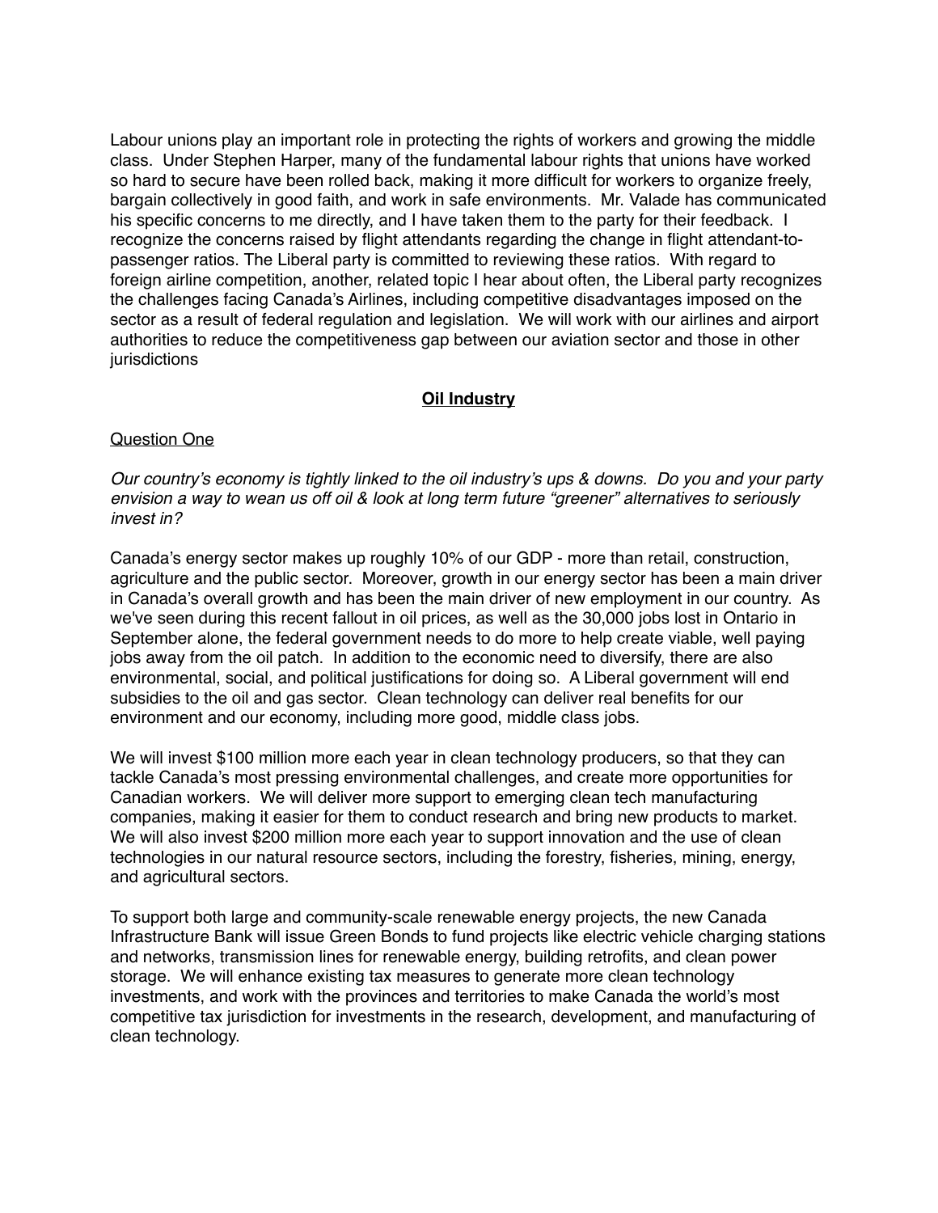Labour unions play an important role in protecting the rights of workers and growing the middle class. Under Stephen Harper, many of the fundamental labour rights that unions have worked so hard to secure have been rolled back, making it more difficult for workers to organize freely, bargain collectively in good faith, and work in safe environments. Mr. Valade has communicated his specific concerns to me directly, and I have taken them to the party for their feedback. I recognize the concerns raised by flight attendants regarding the change in flight attendant-to-passenger ratios. The Liberal party is committed to reviewing these ratios. With regard to foreign airline competition, another, related topic I hear about often, the Liberal party recognizes the challenges facing Canada's Airlines, including competitive disadvantages imposed on the sector as a result of federal regulation and legislation. We will work with our airlines and airport authorities to reduce the competitiveness gap between our aviation sector and those in other jurisdictions

## <u>Oil Industry</u>

<u>Question One</u>

*Our country's economy is tightly linked to the oil industry's ups & downs. Do you and your party envision a way to wean us off oil & look at long term future "greener" alternatives to seriously invest in?*

Canada's energy sector makes up roughly 10% of our GDP - more than retail, construction, agriculture and the public sector. Moreover, growth in our energy sector has been a main driver in Canada's overall growth and has been the main driver of new employment in our country. As we've seen during this recent fallout in oil prices, as well as the 30,000 jobs lost in Ontario in September alone, the federal government needs to do more to help create viable, well paying jobs away from the oil patch. In addition to the economic need to diversify, there are also environmental, social, and political justifications for doing so. A Liberal government will end subsidies to the oil and gas sector. Clean technology can deliver real benefits for our environment and our economy, including more good, middle class jobs.

We will invest $100 million more each year in clean technology producers, so that they can tackle Canada's most pressing environmental challenges, and create more opportunities for Canadian workers. We will deliver more support to emerging clean tech manufacturing companies, making it easier for them to conduct research and bring new products to market. We will also invest $200 million more each year to support innovation and the use of clean technologies in our natural resource sectors, including the forestry, fisheries, mining, energy, and agricultural sectors.

To support both large and community-scale renewable energy projects, the new Canada Infrastructure Bank will issue Green Bonds to fund projects like electric vehicle charging stations and networks, transmission lines for renewable energy, building retrofits, and clean power storage. We will enhance existing tax measures to generate more clean technology investments, and work with the provinces and territories to make Canada the world's most competitive tax jurisdiction for investments in the research, development, and manufacturing of clean technology.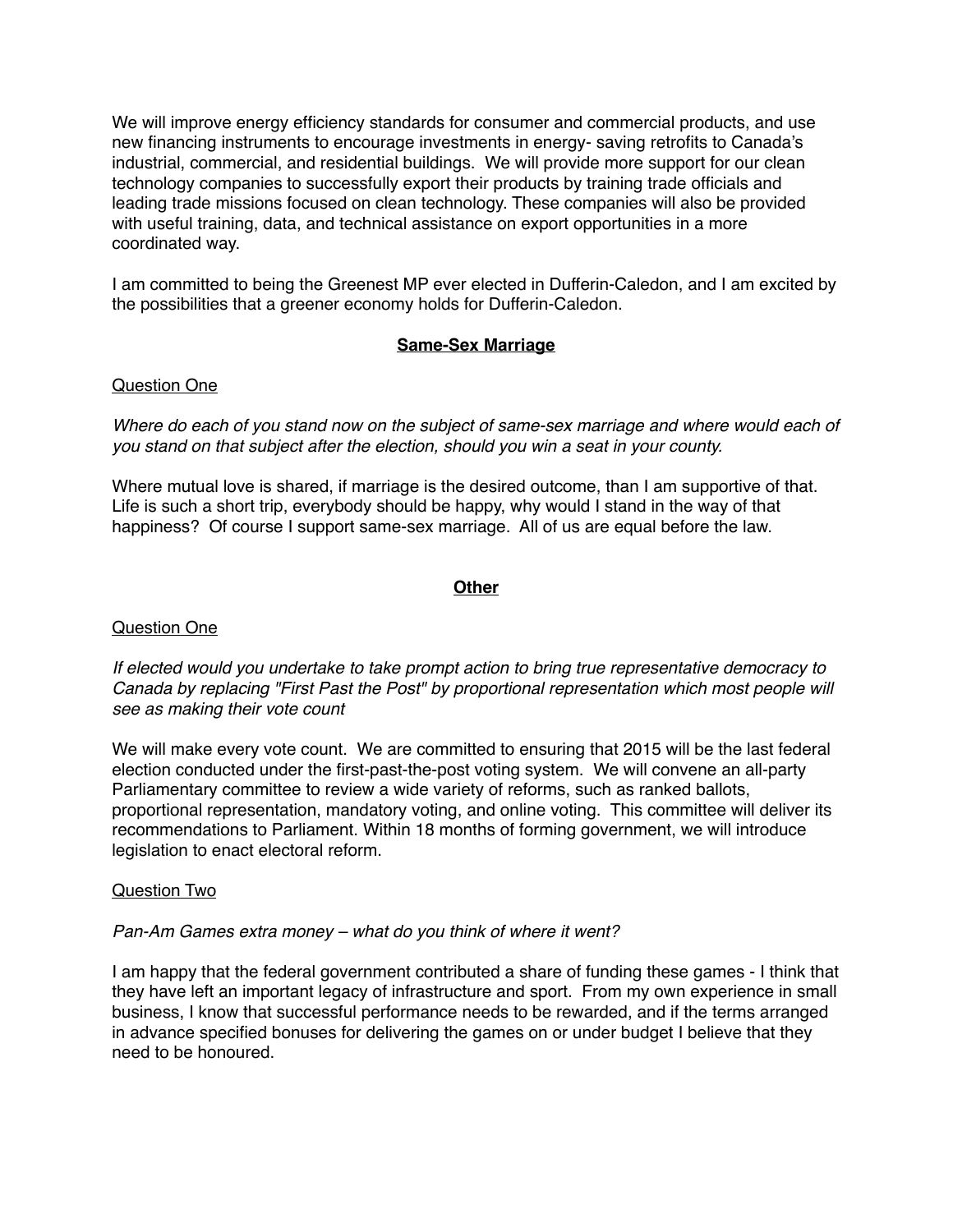We will improve energy efficiency standards for consumer and commercial products, and use new financing instruments to encourage investments in energy- saving retrofits to Canada's industrial, commercial, and residential buildings. We will provide more support for our clean technology companies to successfully export their products by training trade officials and leading trade missions focused on clean technology. These companies will also be provided with useful training, data, and technical assistance on export opportunities in a more coordinated way.

I am committed to being the Greenest MP ever elected in Dufferin-Caledon, and I am excited by the possibilities that a greener economy holds for Dufferin-Caledon.

## Same-Sex Marriage

Question One

*Where do each of you stand now on the subject of same-sex marriage and where would each of you stand on that subject after the election, should you win a seat in your county.*

Where mutual love is shared, if marriage is the desired outcome, than I am supportive of that. Life is such a short trip, everybody should be happy, why would I stand in the way of that happiness? Of course I support same-sex marriage. All of us are equal before the law.

## Other

Question One

*If elected would you undertake to take prompt action to bring true representative democracy to Canada by replacing "First Past the Post" by proportional representation which most people will see as making their vote count*

We will make every vote count. We are committed to ensuring that 2015 will be the last federal election conducted under the first-past-the-post voting system. We will convene an all-party Parliamentary committee to review a wide variety of reforms, such as ranked ballots, proportional representation, mandatory voting, and online voting. This committee will deliver its recommendations to Parliament. Within 18 months of forming government, we will introduce legislation to enact electoral reform.

Question Two

*Pan-Am Games extra money – what do you think of where it went?*

I am happy that the federal government contributed a share of funding these games - I think that they have left an important legacy of infrastructure and sport. From my own experience in small business, I know that successful performance needs to be rewarded, and if the terms arranged in advance specified bonuses for delivering the games on or under budget I believe that they need to be honoured.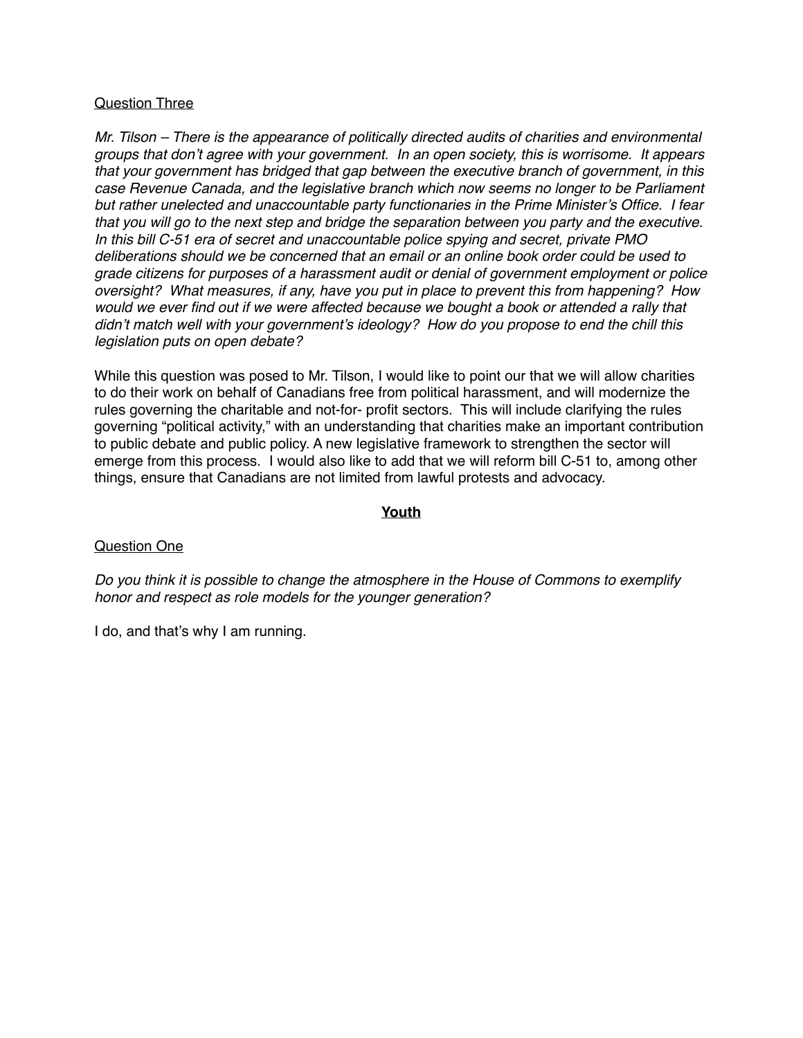<u>Question Three</u>

*Mr. Tilson – There is the appearance of politically directed audits of charities and environmental groups that don't agree with your government. In an open society, this is worrisome. It appears that your government has bridged that gap between the executive branch of government, in this case Revenue Canada, and the legislative branch which now seems no longer to be Parliament but rather unelected and unaccountable party functionaries in the Prime Minister's Office. I fear that you will go to the next step and bridge the separation between you party and the executive. In this bill C-51 era of secret and unaccountable police spying and secret, private PMO deliberations should we be concerned that an email or an online book order could be used to grade citizens for purposes of a harassment audit or denial of government employment or police oversight? What measures, if any, have you put in place to prevent this from happening? How would we ever find out if we were affected because we bought a book or attended a rally that didn't match well with your government's ideology? How do you propose to end the chill this legislation puts on open debate?*

While this question was posed to Mr. Tilson, I would like to point our that we will allow charities to do their work on behalf of Canadians free from political harassment, and will modernize the rules governing the charitable and not-for- profit sectors. This will include clarifying the rules governing "political activity," with an understanding that charities make an important contribution to public debate and public policy. A new legislative framework to strengthen the sector will emerge from this process. I would also like to add that we will reform bill C-51 to, among other things, ensure that Canadians are not limited from lawful protests and advocacy.

## Youth

<u>Question One</u>

*Do you think it is possible to change the atmosphere in the House of Commons to exemplify honor and respect as role models for the younger generation?*

I do, and that's why I am running.